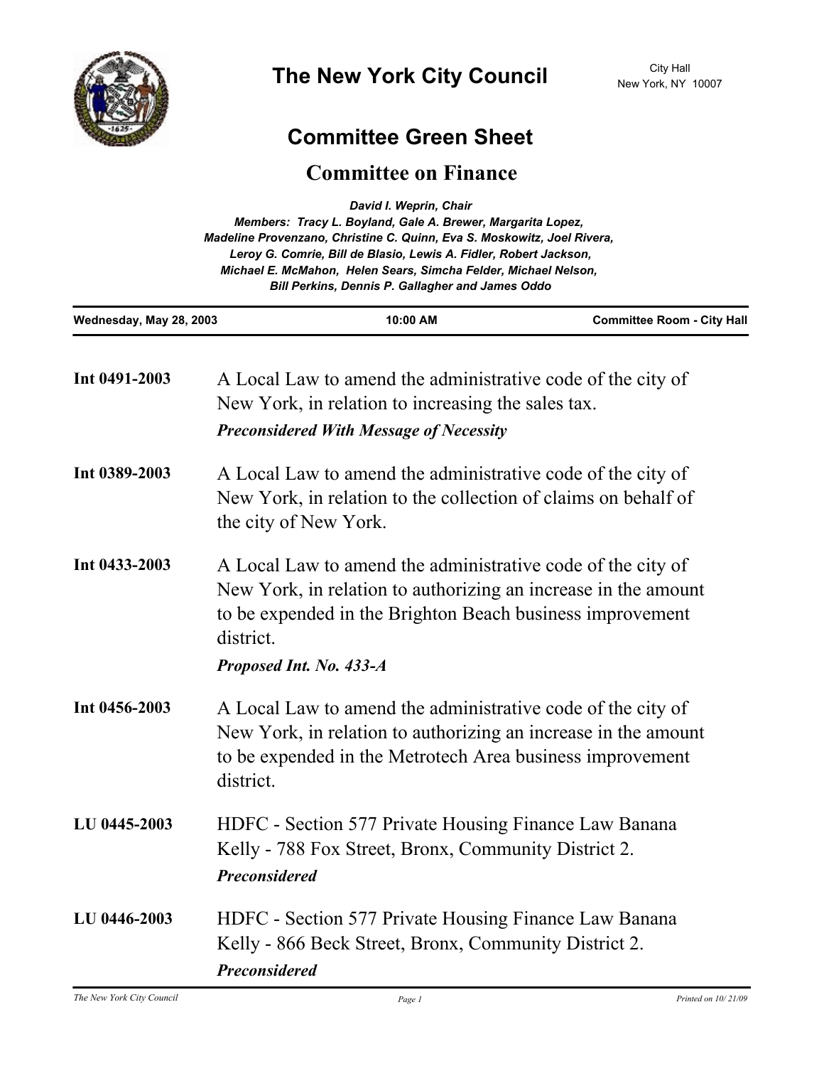# The New York City Council

City Hall
New York, NY 10007

## Committee Green Sheet

## Committee on Finance

*David I. Weprin, Chair*
*Members: Tracy L. Boyland, Gale A. Brewer, Margarita Lopez, Madeline Provenzano, Christine C. Quinn, Eva S. Moskowitz, Joel Rivera, Leroy G. Comrie, Bill de Blasio, Lewis A. Fidler, Robert Jackson, Michael E. McMahon, Helen Sears, Simcha Felder, Michael Nelson, Bill Perkins, Dennis P. Gallagher and James Oddo*

| Wednesday, May 28, 2003 | 10:00 AM | Committee Room - City Hall |
|---|---|---|

**Int 0491-2003** A Local Law to amend the administrative code of the city of New York, in relation to increasing the sales tax.
***Preconsidered With Message of Necessity***

**Int 0389-2003** A Local Law to amend the administrative code of the city of New York, in relation to the collection of claims on behalf of the city of New York.

**Int 0433-2003** A Local Law to amend the administrative code of the city of New York, in relation to authorizing an increase in the amount to be expended in the Brighton Beach business improvement district.
***Proposed Int. No. 433-A***

**Int 0456-2003** A Local Law to amend the administrative code of the city of New York, in relation to authorizing an increase in the amount to be expended in the Metrotech Area business improvement district.

**LU 0445-2003** HDFC - Section 577 Private Housing Finance Law Banana Kelly - 788 Fox Street, Bronx, Community District 2.
***Preconsidered***

**LU 0446-2003** HDFC - Section 577 Private Housing Finance Law Banana Kelly - 866 Beck Street, Bronx, Community District 2.
***Preconsidered***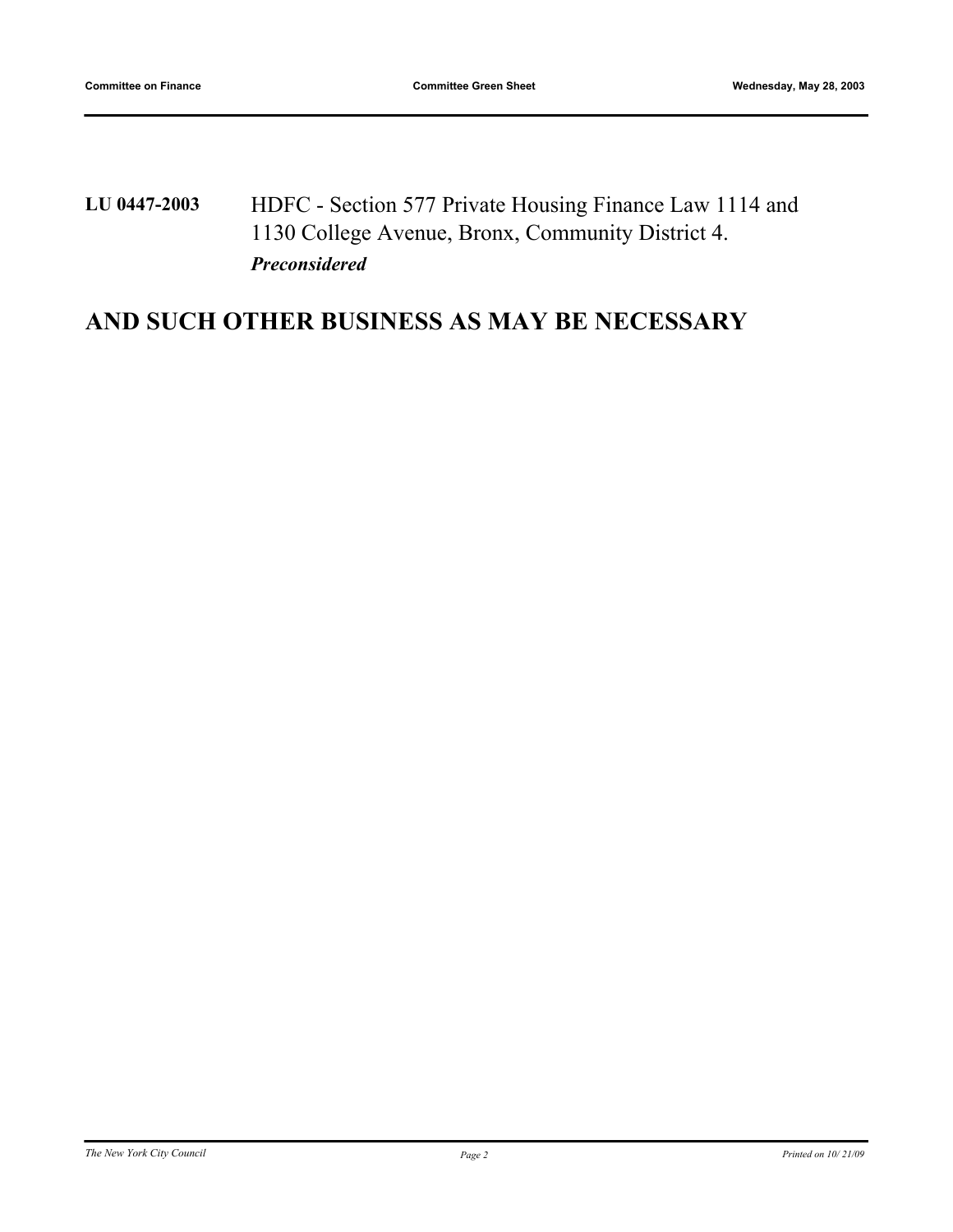**LU 0447-2003** HDFC - Section 577 Private Housing Finance Law 1114 and 1130 College Avenue, Bronx, Community District 4.

***Preconsidered***

## AND SUCH OTHER BUSINESS AS MAY BE NECESSARY